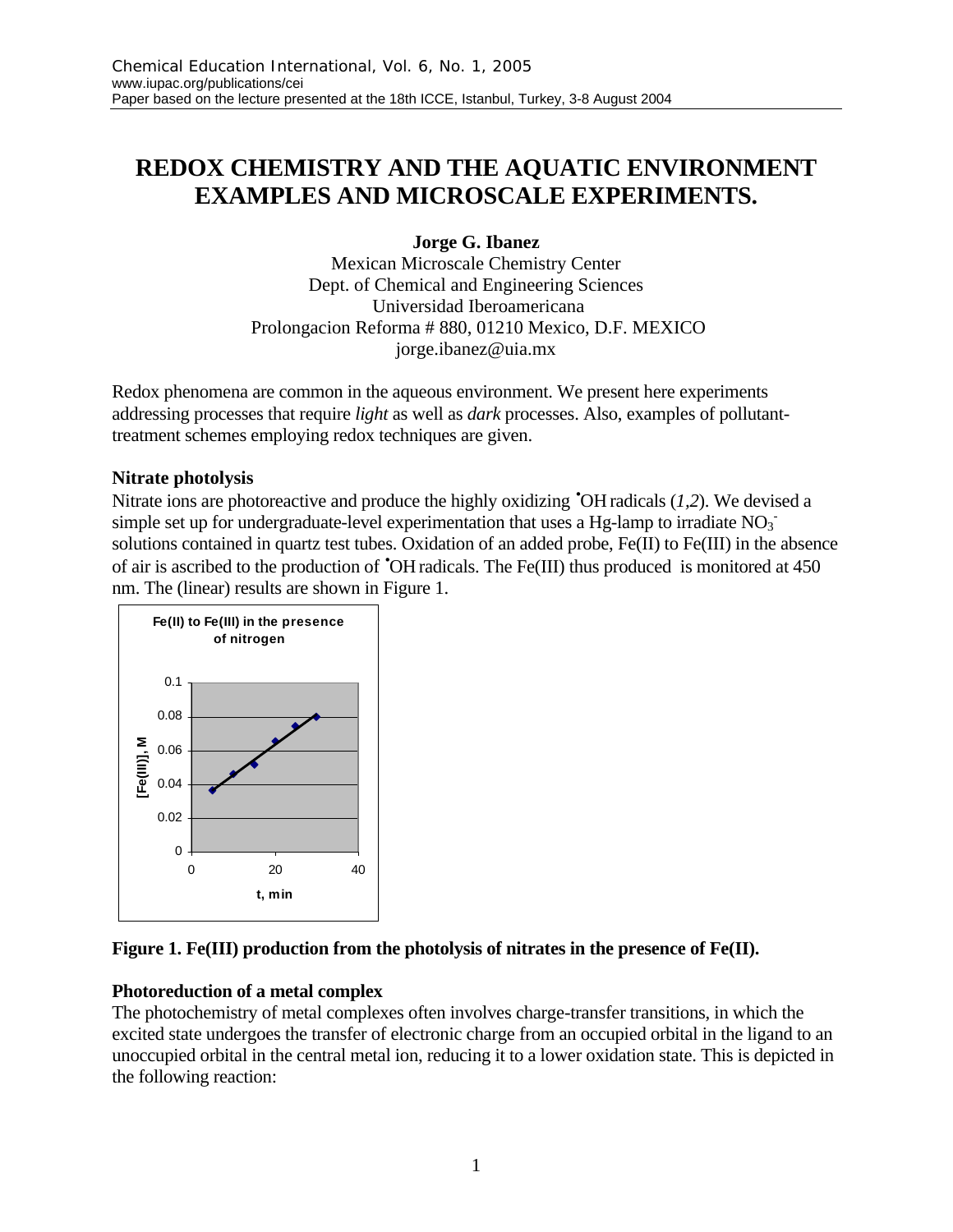# REDOX CHEMISTRY AND THE AQUATIC ENVIRONMENT EXAMPLES AND MICROSCALE EXPERIMENTS.

**Jorge G. Ibanez**

Mexican Microscale Chemistry Center
Dept. of Chemical and Engineering Sciences
Universidad Iberoamericana
Prolongacion Reforma # 880, 01210 Mexico, D.F. MEXICO
jorge.ibanez@uia.mx

Redox phenomena are common in the aqueous environment. We present here experiments addressing processes that require *light* as well as *dark* processes. Also, examples of pollutant-treatment schemes employing redox techniques are given.

### Nitrate photolysis

Nitrate ions are photoreactive and produce the highly oxidizing $^{\bullet}OH$ radicals (*1*,*2*). We devised a simple set up for undergraduate-level experimentation that uses a Hg-lamp to irradiate $NO_3^-$ solutions contained in quartz test tubes. Oxidation of an added probe, Fe(II) to Fe(III) in the absence of air is ascribed to the production of $^{\bullet}OH$ radicals. The Fe(III) thus produced is monitored at 450 nm. The (linear) results are shown in Figure 1.

**Figure 1. Fe(III) production from the photolysis of nitrates in the presence of Fe(II).**

### Photoreduction of a metal complex

The photochemistry of metal complexes often involves charge-transfer transitions, in which the excited state undergoes the transfer of electronic charge from an occupied orbital in the ligand to an unoccupied orbital in the central metal ion, reducing it to a lower oxidation state. This is depicted in the following reaction: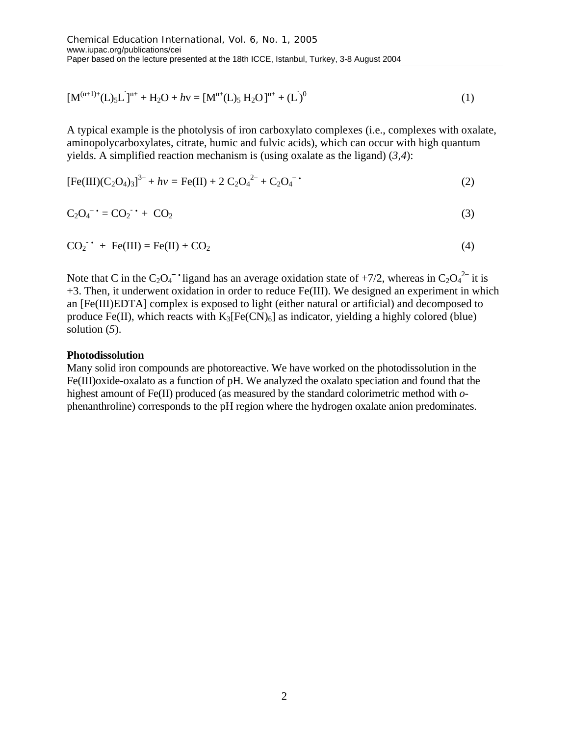$$[M^{(n+1)+}(L)_5L^{\prime}]^{n+} + H_2O + h\nu = [M^{n+}(L)_5\,H_2O\,]^{n+} + (L^{\prime})^0 \qquad (1)$$

A typical example is the photolysis of iron carboxylato complexes (i.e., complexes with oxalate, aminopolycarboxylates, citrate, humic and fulvic acids), which can occur with high quantum yields. A simplified reaction mechanism is (using oxalate as the ligand) (*3*,*4*):

$$[Fe(III)(C_2O_4)_3]^{3-} + h\nu = Fe(II) + 2\,C_2O_4^{2-} + C_2O_4^{-\bullet} \qquad (2)$$

$$C_2O_4^{-\bullet} = CO_2^{-\bullet} + CO_2 \qquad (3)$$

$$CO_2^{-\bullet} + Fe(III) = Fe(II) + CO_2 \qquad (4)$$

Note that C in the $C_2O_4^{-\bullet}$ ligand has an average oxidation state of +7/2, whereas in $C_2O_4^{2-}$ it is +3. Then, it underwent oxidation in order to reduce Fe(III). We designed an experiment in which an [Fe(III)EDTA] complex is exposed to light (either natural or artificial) and decomposed to produce Fe(II), which reacts with $K_3[Fe(CN)_6]$ as indicator, yielding a highly colored (blue) solution (*5*).

**Photodissolution**

Many solid iron compounds are photoreactive. We have worked on the photodissolution in the Fe(III)oxide-oxalato as a function of pH. We analyzed the oxalato speciation and found that the highest amount of Fe(II) produced (as measured by the standard colorimetric method with *o*-phenanthroline) corresponds to the pH region where the hydrogen oxalate anion predominates.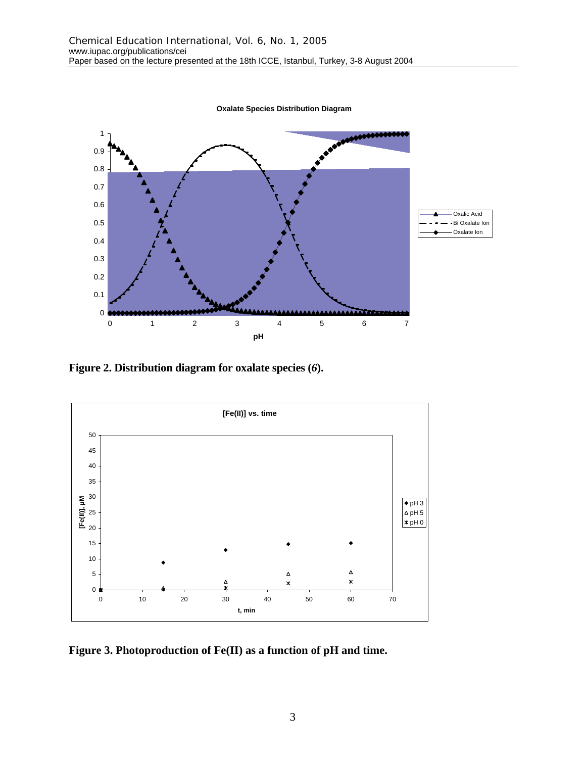**Figure 2. Distribution diagram for oxalate species (*6*).**

**Figure 3. Photoproduction of Fe(II) as a function of pH and time.**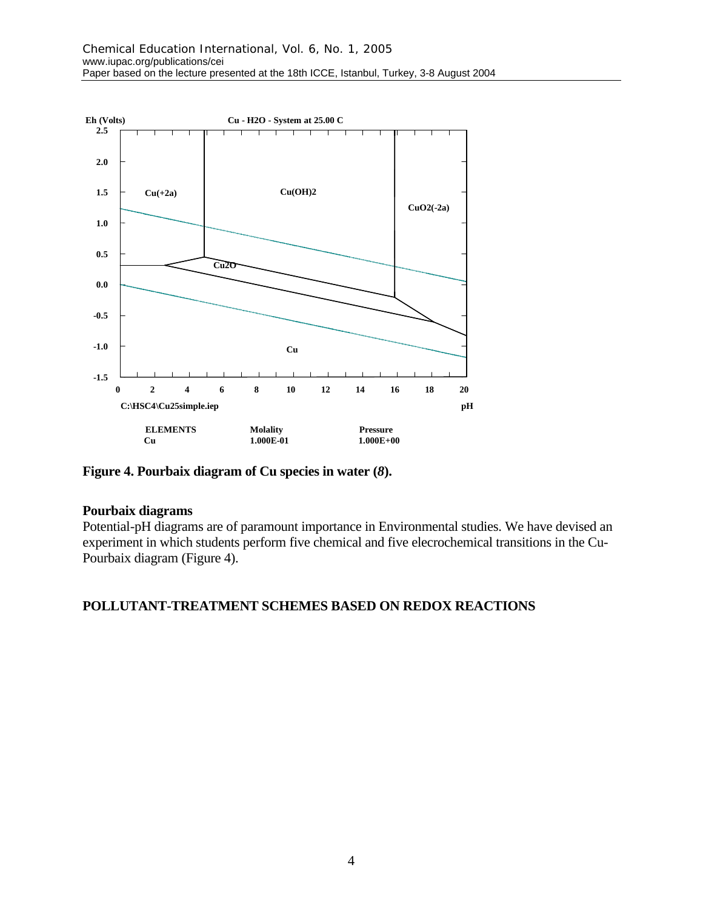Figure 4. Pourbaix diagram of Cu species in water (*8*).

### Pourbaix diagrams

Potential-pH diagrams are of paramount importance in Environmental studies. We have devised an experiment in which students perform five chemical and five elecrochemical transitions in the Cu-Pourbaix diagram (Figure 4).

## POLLUTANT-TREATMENT SCHEMES BASED ON REDOX REACTIONS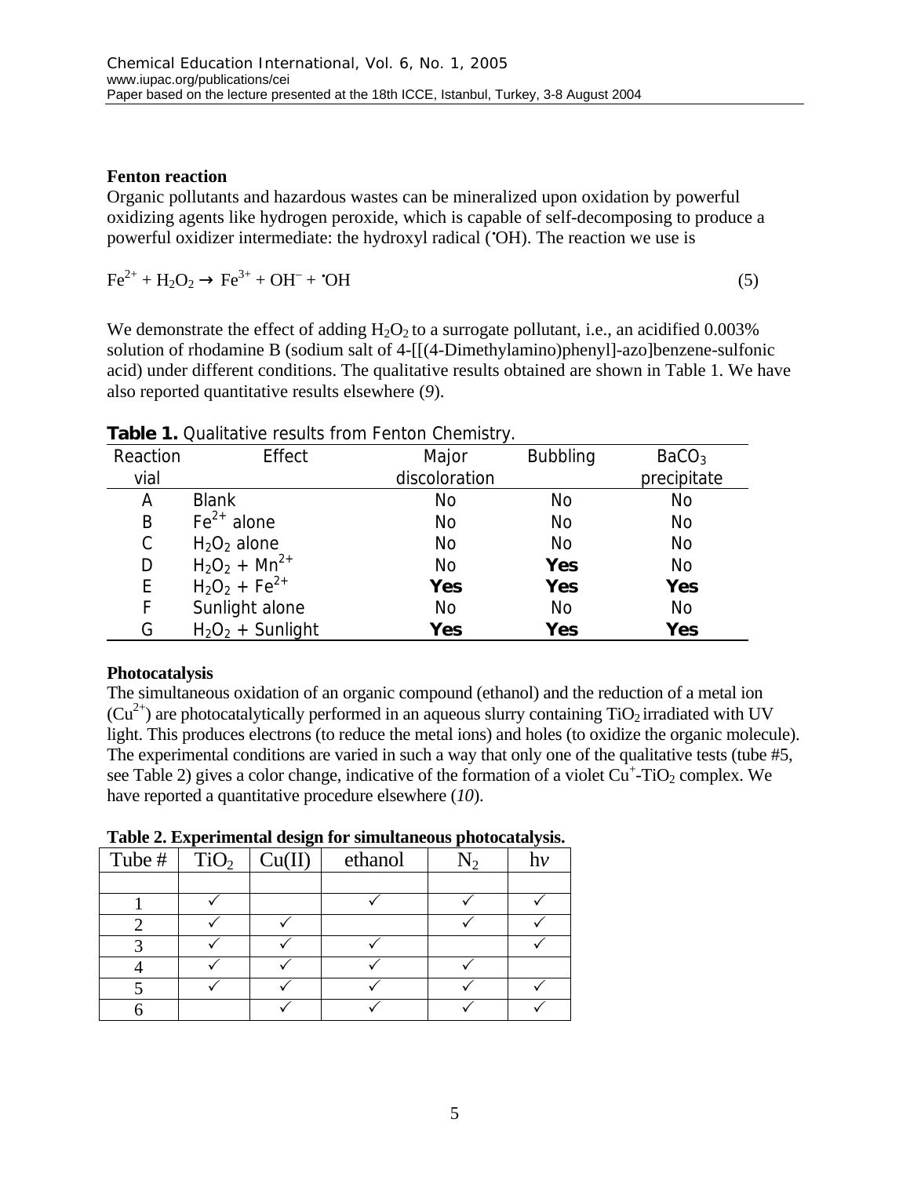### Fenton reaction

Organic pollutants and hazardous wastes can be mineralized upon oxidation by powerful oxidizing agents like hydrogen peroxide, which is capable of self-decomposing to produce a powerful oxidizer intermediate: the hydroxyl radical ($^{\bullet}OH$). The reaction we use is

$$Fe^{2+} + H_2O_2 \rightarrow Fe^{3+} + OH^{-} + {}^{\bullet}OH \quad (5)$$

We demonstrate the effect of adding $H_2O_2$ to a surrogate pollutant, i.e., an acidified 0.003% solution of rhodamine B (sodium salt of 4-[[(4-Dimethylamino)phenyl]-azo]benzene-sulfonic acid) under different conditions. The qualitative results obtained are shown in Table 1. We have also reported quantitative results elsewhere (*9*).

**Table 1.** Qualitative results from Fenton Chemistry.

| Reaction vial | Effect | Major discoloration | Bubbling | $BaCO_3$ precipitate |
|---|---|---|---|---|
| A | Blank | No | No | No |
| B | $Fe^{2+}$ alone | No | No | No |
| C | $H_2O_2$ alone | No | No | No |
| D | $H_2O_2$ + $Mn^{2+}$ | No | **Yes** | No |
| E | $H_2O_2$ + $Fe^{2+}$ | **Yes** | **Yes** | **Yes** |
| F | Sunlight alone | No | No | No |
| G | $H_2O_2$ + Sunlight | **Yes** | **Yes** | **Yes** |

### Photocatalysis

The simultaneous oxidation of an organic compound (ethanol) and the reduction of a metal ion ($Cu^{2+}$) are photocatalytically performed in an aqueous slurry containing $TiO_2$ irradiated with UV light. This produces electrons (to reduce the metal ions) and holes (to oxidize the organic molecule). The experimental conditions are varied in such a way that only one of the qualitative tests (tube #5, see Table 2) gives a color change, indicative of the formation of a violet $Cu^{+}$-$TiO_2$ complex. We have reported a quantitative procedure elsewhere (*10*).

**Table 2. Experimental design for simultaneous photocatalysis.**

| Tube # | $TiO_2$ | Cu(II) | ethanol | $N_2$ | h$\nu$ |
|---|---|---|---|---|---|
| 1 | ✓ | | ✓ | ✓ | ✓ |
| 2 | ✓ | ✓ | | ✓ | ✓ |
| 3 | ✓ | ✓ | ✓ | | ✓ |
| 4 | ✓ | ✓ | ✓ | ✓ | |
| 5 | ✓ | ✓ | ✓ | ✓ | ✓ |
| 6 | | ✓ | ✓ | ✓ | ✓ |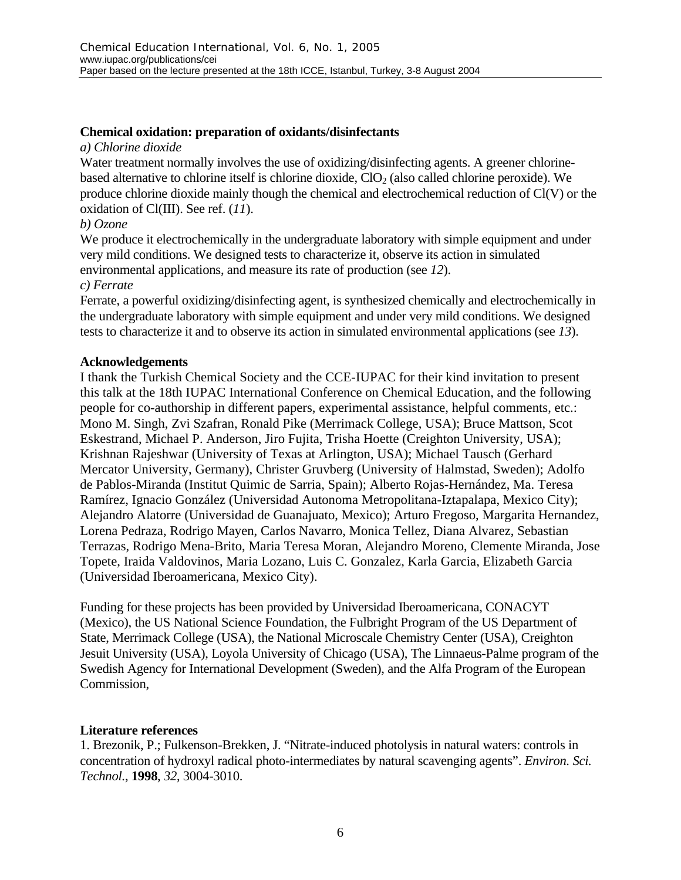**Chemical oxidation: preparation of oxidants/disinfectants**

*a) Chlorine dioxide*

Water treatment normally involves the use of oxidizing/disinfecting agents. A greener chlorine-based alternative to chlorine itself is chlorine dioxide, $ClO_2$ (also called chlorine peroxide). We produce chlorine dioxide mainly though the chemical and electrochemical reduction of Cl(V) or the oxidation of Cl(III). See ref. (*11*).

*b) Ozone*

We produce it electrochemically in the undergraduate laboratory with simple equipment and under very mild conditions. We designed tests to characterize it, observe its action in simulated environmental applications, and measure its rate of production (see *12*).

*c) Ferrate*

Ferrate, a powerful oxidizing/disinfecting agent, is synthesized chemically and electrochemically in the undergraduate laboratory with simple equipment and under very mild conditions. We designed tests to characterize it and to observe its action in simulated environmental applications (see *13*).

## Acknowledgements

I thank the Turkish Chemical Society and the CCE-IUPAC for their kind invitation to present this talk at the 18th IUPAC International Conference on Chemical Education, and the following people for co-authorship in different papers, experimental assistance, helpful comments, etc.: Mono M. Singh, Zvi Szafran, Ronald Pike (Merrimack College, USA); Bruce Mattson, Scot Eskestrand, Michael P. Anderson, Jiro Fujita, Trisha Hoette (Creighton University, USA); Krishnan Rajeshwar (University of Texas at Arlington, USA); Michael Tausch (Gerhard Mercator University, Germany), Christer Gruvberg (University of Halmstad, Sweden); Adolfo de Pablos-Miranda (Institut Quimic de Sarria, Spain); Alberto Rojas-Hernández, Ma. Teresa Ramírez, Ignacio González (Universidad Autonoma Metropolitana-Iztapalapa, Mexico City); Alejandro Alatorre (Universidad de Guanajuato, Mexico); Arturo Fregoso, Margarita Hernandez, Lorena Pedraza, Rodrigo Mayen, Carlos Navarro, Monica Tellez, Diana Alvarez, Sebastian Terrazas, Rodrigo Mena-Brito, Maria Teresa Moran, Alejandro Moreno, Clemente Miranda, Jose Topete, Iraida Valdovinos, Maria Lozano, Luis C. Gonzalez, Karla Garcia, Elizabeth Garcia (Universidad Iberoamericana, Mexico City).

Funding for these projects has been provided by Universidad Iberoamericana, CONACYT (Mexico), the US National Science Foundation, the Fulbright Program of the US Department of State, Merrimack College (USA), the National Microscale Chemistry Center (USA), Creighton Jesuit University (USA), Loyola University of Chicago (USA), The Linnaeus-Palme program of the Swedish Agency for International Development (Sweden), and the Alfa Program of the European Commission,

## Literature references

1. Brezonik, P.; Fulkenson-Brekken, J. "Nitrate-induced photolysis in natural waters: controls in concentration of hydroxyl radical photo-intermediates by natural scavenging agents". *Environ. Sci. Technol.*, **1998**, *32*, 3004-3010.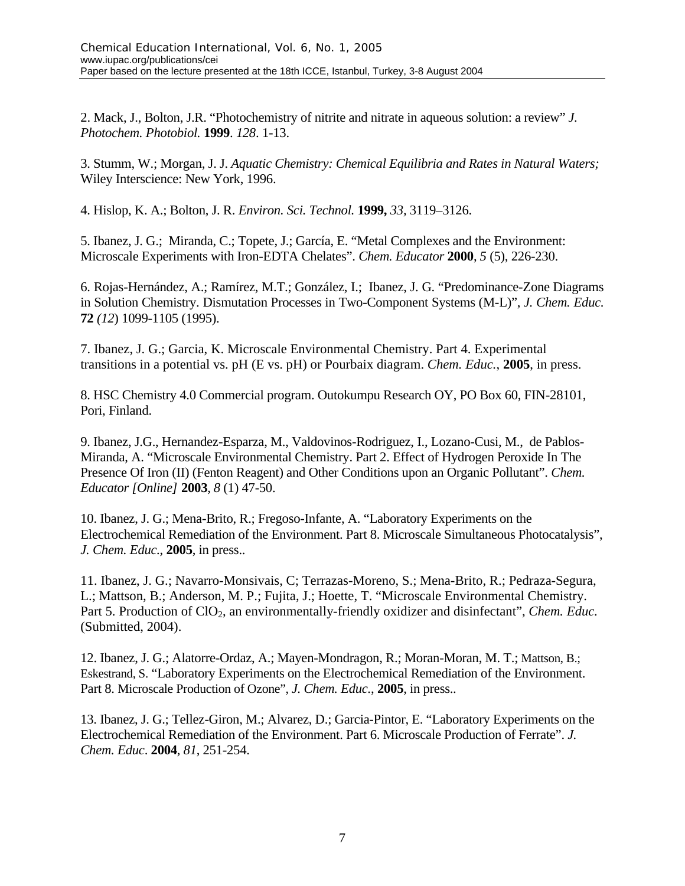2. Mack, J., Bolton, J.R. "Photochemistry of nitrite and nitrate in aqueous solution: a review" *J. Photochem. Photobiol.* **1999**. *128*. 1-13.

3. Stumm, W.; Morgan, J. J. *Aquatic Chemistry: Chemical Equilibria and Rates in Natural Waters;* Wiley Interscience: New York, 1996.

4. Hislop, K. A.; Bolton, J. R. *Environ. Sci. Technol.* **1999,** *33*, 3119–3126.

5. Ibanez, J. G.; Miranda, C.; Topete, J.; García, E. "Metal Complexes and the Environment: Microscale Experiments with Iron-EDTA Chelates". *Chem. Educator* **2000**, *5* (5), 226-230.

6. Rojas-Hernández, A.; Ramírez, M.T.; González, I.; Ibanez, J. G. "Predominance-Zone Diagrams in Solution Chemistry. Dismutation Processes in Two-Component Systems (M-L)", *J. Chem. Educ.* **72** *(12*) 1099-1105 (1995).

7. Ibanez, J. G.; Garcia, K. Microscale Environmental Chemistry. Part 4. Experimental transitions in a potential vs. pH (E vs. pH) or Pourbaix diagram. *Chem. Educ.*, **2005**, in press.

8. HSC Chemistry 4.0 Commercial program. Outokumpu Research OY, PO Box 60, FIN-28101, Pori, Finland.

9. Ibanez, J.G., Hernandez-Esparza, M., Valdovinos-Rodriguez, I., Lozano-Cusi, M., de Pablos-Miranda, A. "Microscale Environmental Chemistry. Part 2. Effect of Hydrogen Peroxide In The Presence Of Iron (II) (Fenton Reagent) and Other Conditions upon an Organic Pollutant". *Chem. Educator [Online]* **2003**, *8* (1) 47-50.

10. Ibanez, J. G.; Mena-Brito, R.; Fregoso-Infante, A. "Laboratory Experiments on the Electrochemical Remediation of the Environment. Part 8. Microscale Simultaneous Photocatalysis", *J. Chem. Educ.*, **2005**, in press..

11. Ibanez, J. G.; Navarro-Monsivais, C; Terrazas-Moreno, S.; Mena-Brito, R.; Pedraza-Segura, L.; Mattson, B.; Anderson, M. P.; Fujita, J.; Hoette, T. "Microscale Environmental Chemistry. Part 5. Production of $ClO_2$, an environmentally-friendly oxidizer and disinfectant", *Chem. Educ.* (Submitted, 2004).

12. Ibanez, J. G.; Alatorre-Ordaz, A.; Mayen-Mondragon, R.; Moran-Moran, M. T.; Mattson, B.; Eskestrand, S. "Laboratory Experiments on the Electrochemical Remediation of the Environment. Part 8. Microscale Production of Ozone", *J. Chem. Educ.*, **2005**, in press..

13. Ibanez, J. G.; Tellez-Giron, M.; Alvarez, D.; Garcia-Pintor, E. "Laboratory Experiments on the Electrochemical Remediation of the Environment. Part 6. Microscale Production of Ferrate". *J. Chem. Educ*. **2004**, *81*, 251-254.